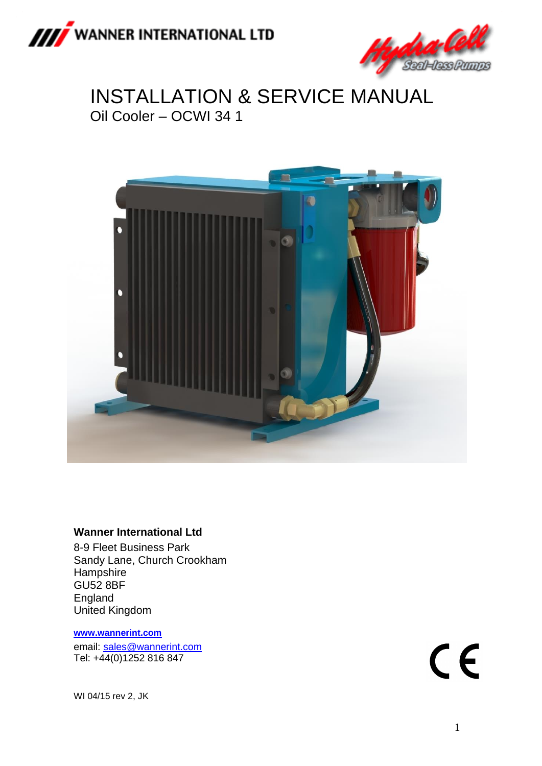WANNER INTERNATIONAL LTD

Hydra-Cell Seal-less Pumps

# INSTALLATION & SERVICE MANUAL

Oil Cooler – OCWI 34 1

**Wanner International Ltd**

8-9 Fleet Business Park
Sandy Lane, Church Crookham
Hampshire
GU52 8BF
England
United Kingdom

**www.wannerint.com**

email: sales@wannerint.com
Tel: +44(0)1252 816 847

CE

WI 04/15 rev 2, JK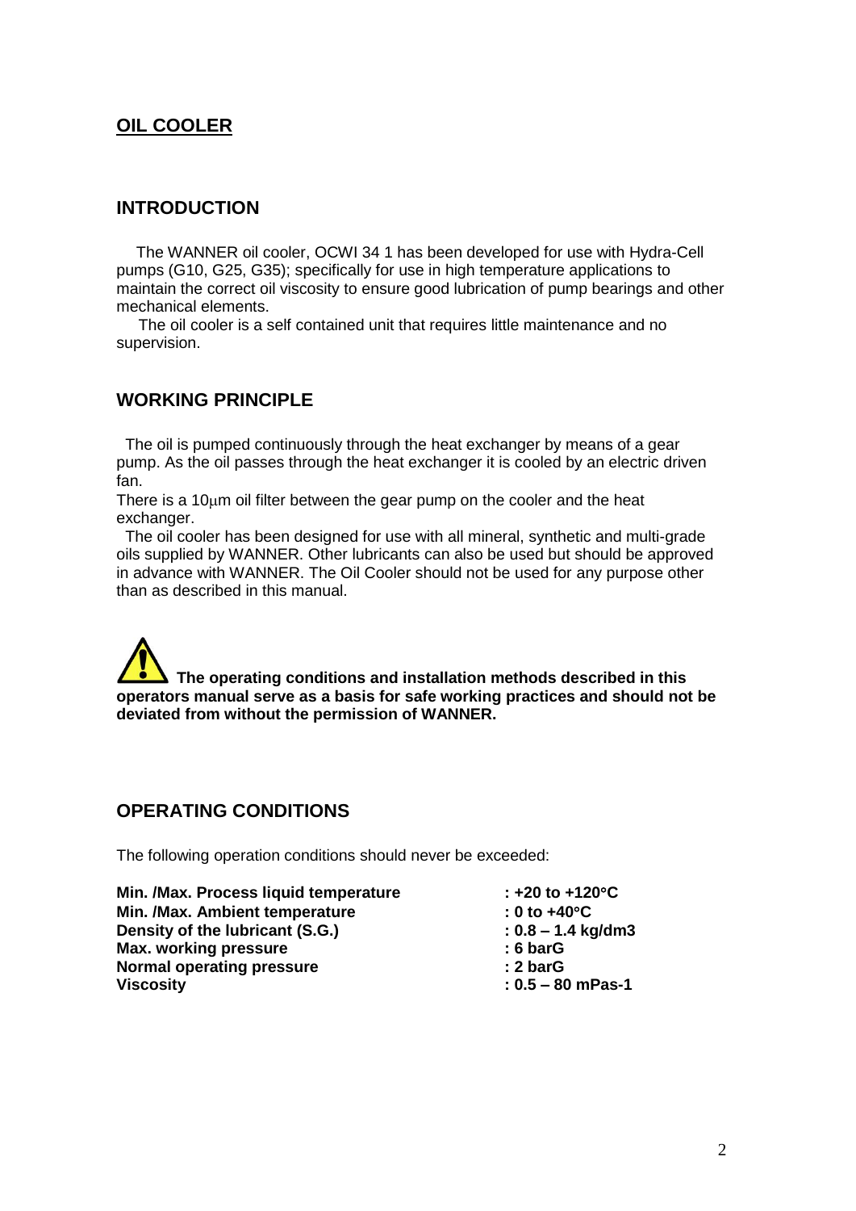## OIL COOLER

## INTRODUCTION

The WANNER oil cooler, OCWI 34 1 has been developed for use with Hydra-Cell pumps (G10, G25, G35); specifically for use in high temperature applications to maintain the correct oil viscosity to ensure good lubrication of pump bearings and other mechanical elements.

The oil cooler is a self contained unit that requires little maintenance and no supervision.

## WORKING PRINCIPLE

The oil is pumped continuously through the heat exchanger by means of a gear pump. As the oil passes through the heat exchanger it is cooled by an electric driven fan.

There is a 10μm oil filter between the gear pump on the cooler and the heat exchanger.

The oil cooler has been designed for use with all mineral, synthetic and multi-grade oils supplied by WANNER. Other lubricants can also be used but should be approved in advance with WANNER. The Oil Cooler should not be used for any purpose other than as described in this manual.

⚠ **The operating conditions and installation methods described in this operators manual serve as a basis for safe working practices and should not be deviated from without the permission of WANNER.**

## OPERATING CONDITIONS

The following operation conditions should never be exceeded:

| | |
|---|---|
| **Min. /Max. Process liquid temperature** | **: +20 to +120°C** |
| **Min. /Max. Ambient temperature** | **: 0 to +40°C** |
| **Density of the lubricant (S.G.)** | **: 0.8 – 1.4 kg/dm3** |
| **Max. working pressure** | **: 6 barG** |
| **Normal operating pressure** | **: 2 barG** |
| **Viscosity** | **: 0.5 – 80 mPas-1** |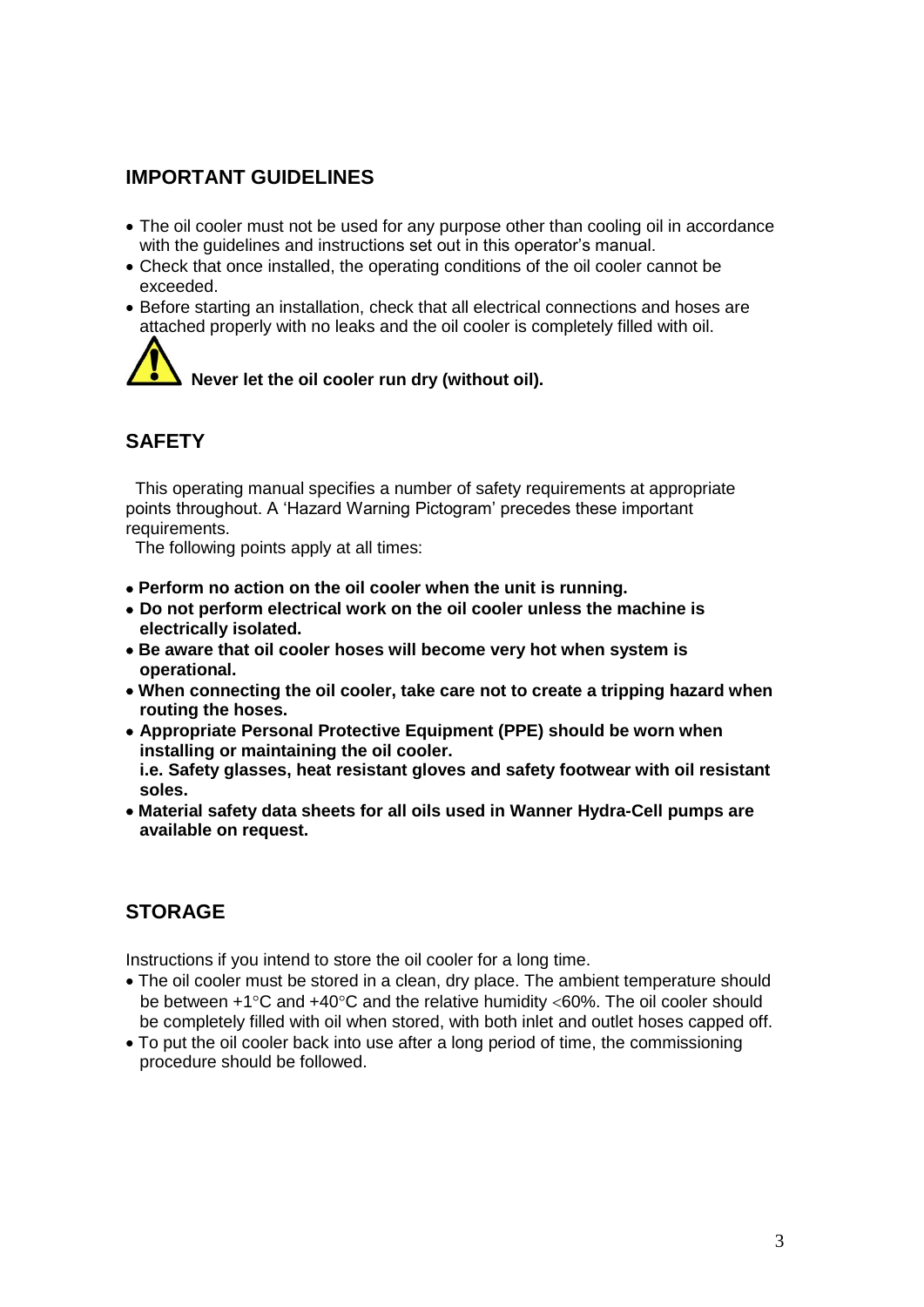## IMPORTANT GUIDELINES

- The oil cooler must not be used for any purpose other than cooling oil in accordance with the guidelines and instructions set out in this operator's manual.
- Check that once installed, the operating conditions of the oil cooler cannot be exceeded.
- Before starting an installation, check that all electrical connections and hoses are attached properly with no leaks and the oil cooler is completely filled with oil.

**Never let the oil cooler run dry (without oil).**

## SAFETY

This operating manual specifies a number of safety requirements at appropriate points throughout. A 'Hazard Warning Pictogram' precedes these important requirements.

The following points apply at all times:

- **Perform no action on the oil cooler when the unit is running.**
- **Do not perform electrical work on the oil cooler unless the machine is electrically isolated.**
- **Be aware that oil cooler hoses will become very hot when system is operational.**
- **When connecting the oil cooler, take care not to create a tripping hazard when routing the hoses.**
- **Appropriate Personal Protective Equipment (PPE) should be worn when installing or maintaining the oil cooler.**
  **i.e. Safety glasses, heat resistant gloves and safety footwear with oil resistant soles.**
- **Material safety data sheets for all oils used in Wanner Hydra-Cell pumps are available on request.**

## STORAGE

Instructions if you intend to store the oil cooler for a long time.

- The oil cooler must be stored in a clean, dry place. The ambient temperature should be between +1°C and +40°C and the relative humidity <60%. The oil cooler should be completely filled with oil when stored, with both inlet and outlet hoses capped off.
- To put the oil cooler back into use after a long period of time, the commissioning procedure should be followed.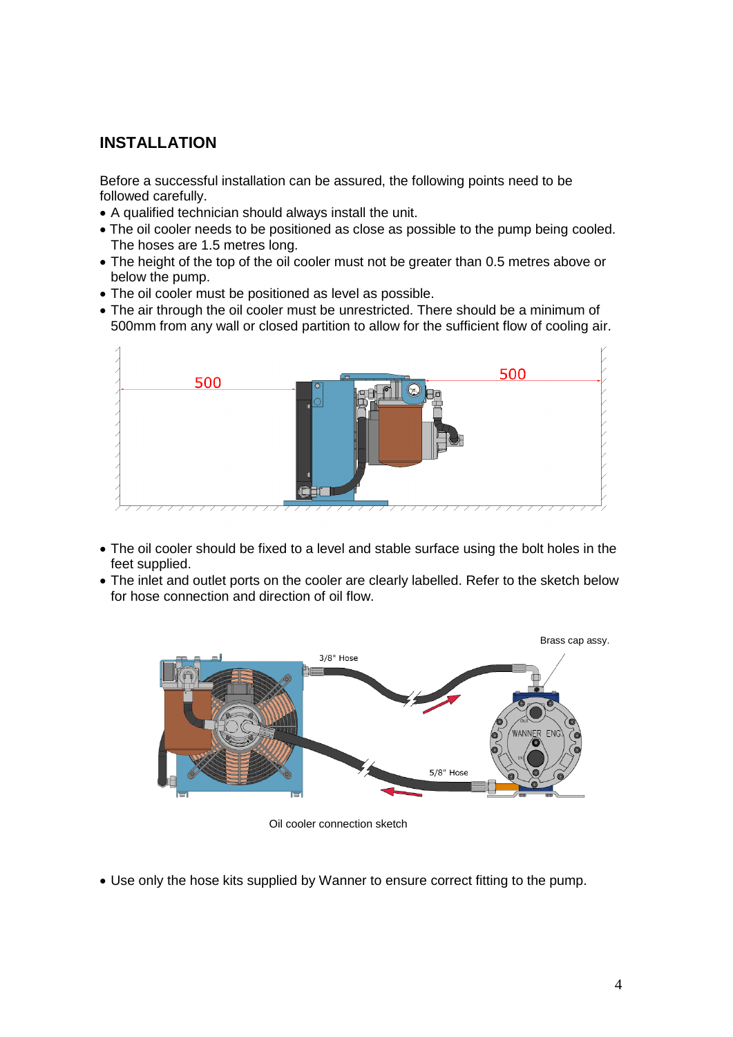## INSTALLATION

Before a successful installation can be assured, the following points need to be followed carefully.

- A qualified technician should always install the unit.
- The oil cooler needs to be positioned as close as possible to the pump being cooled. The hoses are 1.5 metres long.
- The height of the top of the oil cooler must not be greater than 0.5 metres above or below the pump.
- The oil cooler must be positioned as level as possible.
- The air through the oil cooler must be unrestricted. There should be a minimum of 500mm from any wall or closed partition to allow for the sufficient flow of cooling air.

- The oil cooler should be fixed to a level and stable surface using the bolt holes in the feet supplied.
- The inlet and outlet ports on the cooler are clearly labelled. Refer to the sketch below for hose connection and direction of oil flow.

Oil cooler connection sketch

- Use only the hose kits supplied by Wanner to ensure correct fitting to the pump.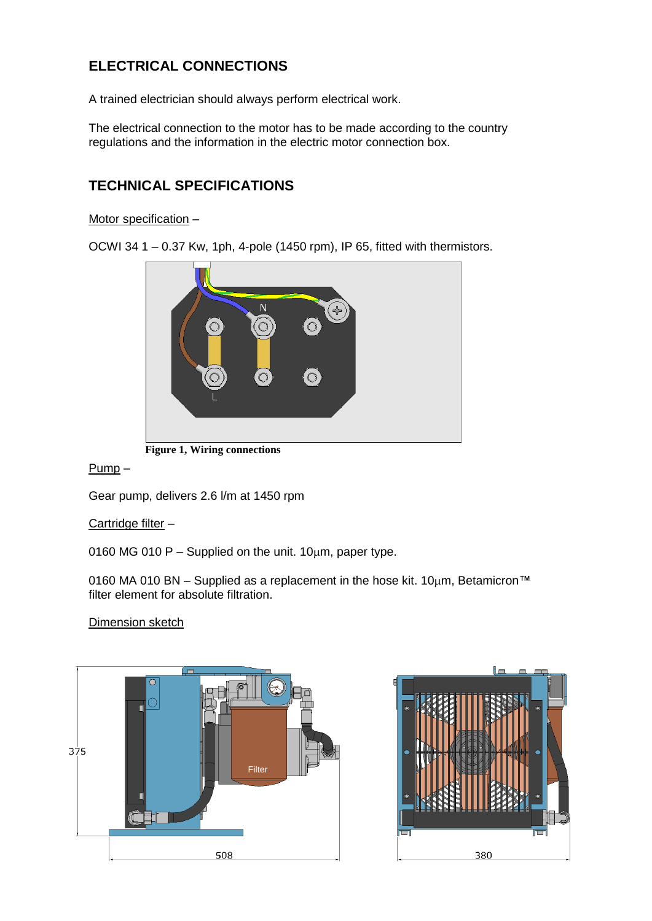## ELECTRICAL CONNECTIONS

A trained electrician should always perform electrical work.

The electrical connection to the motor has to be made according to the country regulations and the information in the electric motor connection box.

## TECHNICAL SPECIFICATIONS

Motor specification –

OCWI 34 1 – 0.37 Kw, 1ph, 4-pole (1450 rpm), IP 65, fitted with thermistors.

**Figure 1, Wiring connections**

Pump –

Gear pump, delivers 2.6 l/m at 1450 rpm

Cartridge filter –

0160 MG 010 P – Supplied on the unit. 10μm, paper type.

0160 MA 010 BN – Supplied as a replacement in the hose kit. 10μm, Betamicron™ filter element for absolute filtration.

Dimension sketch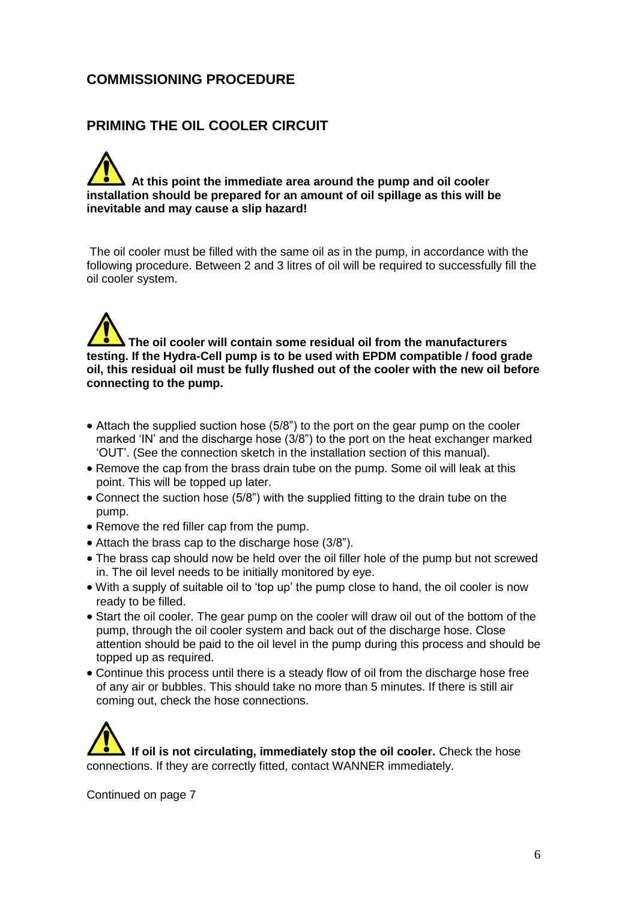## COMMISSIONING PROCEDURE

## PRIMING THE OIL COOLER CIRCUIT

**At this point the immediate area around the pump and oil cooler installation should be prepared for an amount of oil spillage as this will be inevitable and may cause a slip hazard!**

The oil cooler must be filled with the same oil as in the pump, in accordance with the following procedure. Between 2 and 3 litres of oil will be required to successfully fill the oil cooler system.

**The oil cooler will contain some residual oil from the manufacturers testing. If the Hydra-Cell pump is to be used with EPDM compatible / food grade oil, this residual oil must be fully flushed out of the cooler with the new oil before connecting to the pump.**

- Attach the supplied suction hose (5/8") to the port on the gear pump on the cooler marked 'IN' and the discharge hose (3/8") to the port on the heat exchanger marked 'OUT'. (See the connection sketch in the installation section of this manual).
- Remove the cap from the brass drain tube on the pump. Some oil will leak at this point. This will be topped up later.
- Connect the suction hose (5/8") with the supplied fitting to the drain tube on the pump.
- Remove the red filler cap from the pump.
- Attach the brass cap to the discharge hose (3/8").
- The brass cap should now be held over the oil filler hole of the pump but not screwed in. The oil level needs to be initially monitored by eye.
- With a supply of suitable oil to 'top up' the pump close to hand, the oil cooler is now ready to be filled.
- Start the oil cooler. The gear pump on the cooler will draw oil out of the bottom of the pump, through the oil cooler system and back out of the discharge hose. Close attention should be paid to the oil level in the pump during this process and should be topped up as required.
- Continue this process until there is a steady flow of oil from the discharge hose free of any air or bubbles. This should take no more than 5 minutes. If there is still air coming out, check the hose connections.

**If oil is not circulating, immediately stop the oil cooler.** Check the hose connections. If they are correctly fitted, contact WANNER immediately.

Continued on page 7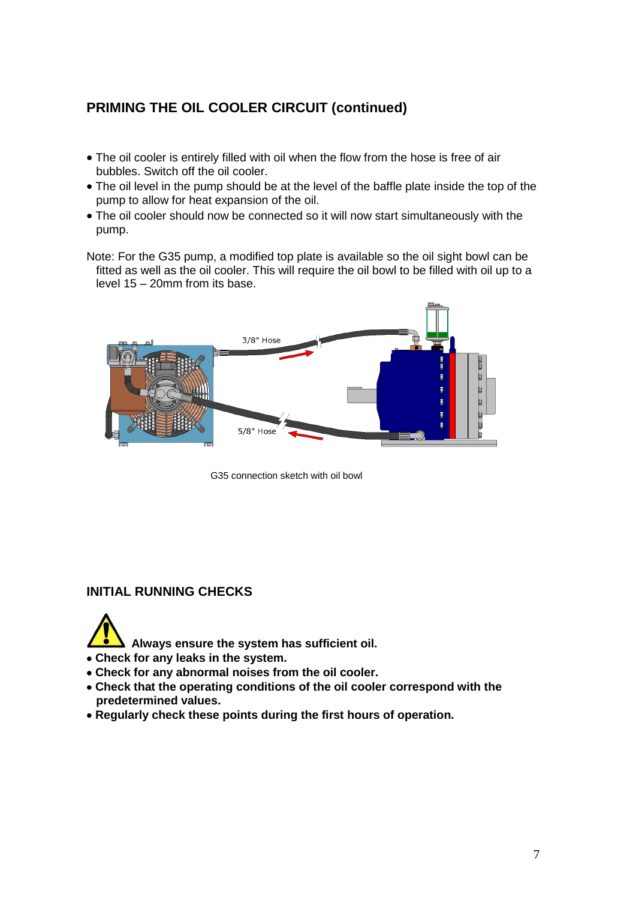## PRIMING THE OIL COOLER CIRCUIT (continued)

- The oil cooler is entirely filled with oil when the flow from the hose is free of air bubbles. Switch off the oil cooler.
- The oil level in the pump should be at the level of the baffle plate inside the top of the pump to allow for heat expansion of the oil.
- The oil cooler should now be connected so it will now start simultaneously with the pump.

Note: For the G35 pump, a modified top plate is available so the oil sight bowl can be fitted as well as the oil cooler. This will require the oil bowl to be filled with oil up to a level 15 – 20mm from its base.

3/8" Hose

5/8" Hose

G35 connection sketch with oil bowl

## INITIAL RUNNING CHECKS

**Always ensure the system has sufficient oil.**

- **Check for any leaks in the system.**
- **Check for any abnormal noises from the oil cooler.**
- **Check that the operating conditions of the oil cooler correspond with the predetermined values.**
- **Regularly check these points during the first hours of operation.**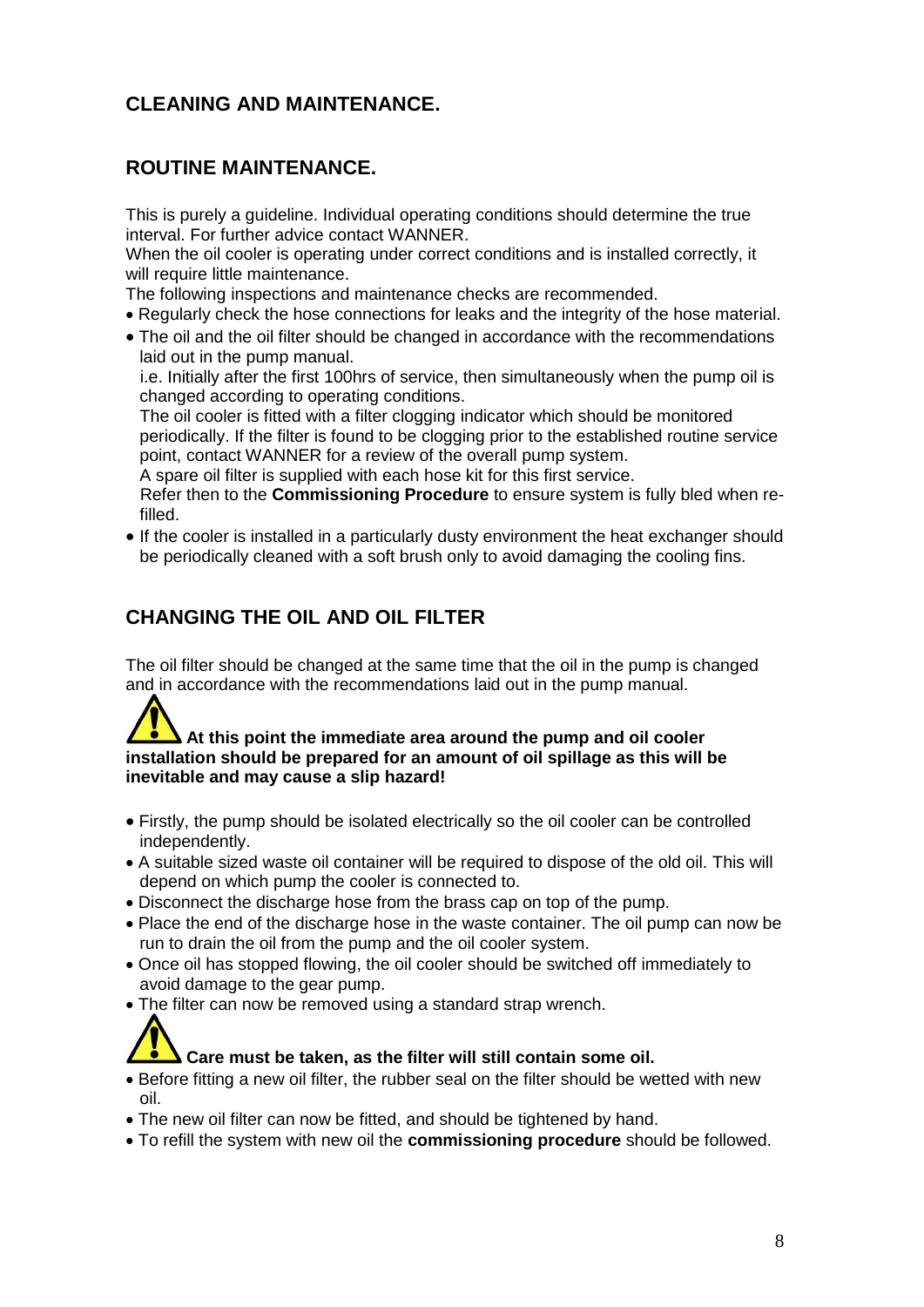## CLEANING AND MAINTENANCE.

## ROUTINE MAINTENANCE.

This is purely a guideline. Individual operating conditions should determine the true interval. For further advice contact WANNER.
When the oil cooler is operating under correct conditions and is installed correctly, it will require little maintenance.
The following inspections and maintenance checks are recommended.

- Regularly check the hose connections for leaks and the integrity of the hose material.
- The oil and the oil filter should be changed in accordance with the recommendations laid out in the pump manual.
  i.e. Initially after the first 100hrs of service, then simultaneously when the pump oil is changed according to operating conditions.
  The oil cooler is fitted with a filter clogging indicator which should be monitored periodically. If the filter is found to be clogging prior to the established routine service point, contact WANNER for a review of the overall pump system.
  A spare oil filter is supplied with each hose kit for this first service.
  Refer then to the **Commissioning Procedure** to ensure system is fully bled when re-filled.
- If the cooler is installed in a particularly dusty environment the heat exchanger should be periodically cleaned with a soft brush only to avoid damaging the cooling fins.

## CHANGING THE OIL AND OIL FILTER

The oil filter should be changed at the same time that the oil in the pump is changed and in accordance with the recommendations laid out in the pump manual.

**At this point the immediate area around the pump and oil cooler installation should be prepared for an amount of oil spillage as this will be inevitable and may cause a slip hazard!**

- Firstly, the pump should be isolated electrically so the oil cooler can be controlled independently.
- A suitable sized waste oil container will be required to dispose of the old oil. This will depend on which pump the cooler is connected to.
- Disconnect the discharge hose from the brass cap on top of the pump.
- Place the end of the discharge hose in the waste container. The oil pump can now be run to drain the oil from the pump and the oil cooler system.
- Once oil has stopped flowing, the oil cooler should be switched off immediately to avoid damage to the gear pump.
- The filter can now be removed using a standard strap wrench.

**Care must be taken, as the filter will still contain some oil.**

- Before fitting a new oil filter, the rubber seal on the filter should be wetted with new oil.
- The new oil filter can now be fitted, and should be tightened by hand.
- To refill the system with new oil the **commissioning procedure** should be followed.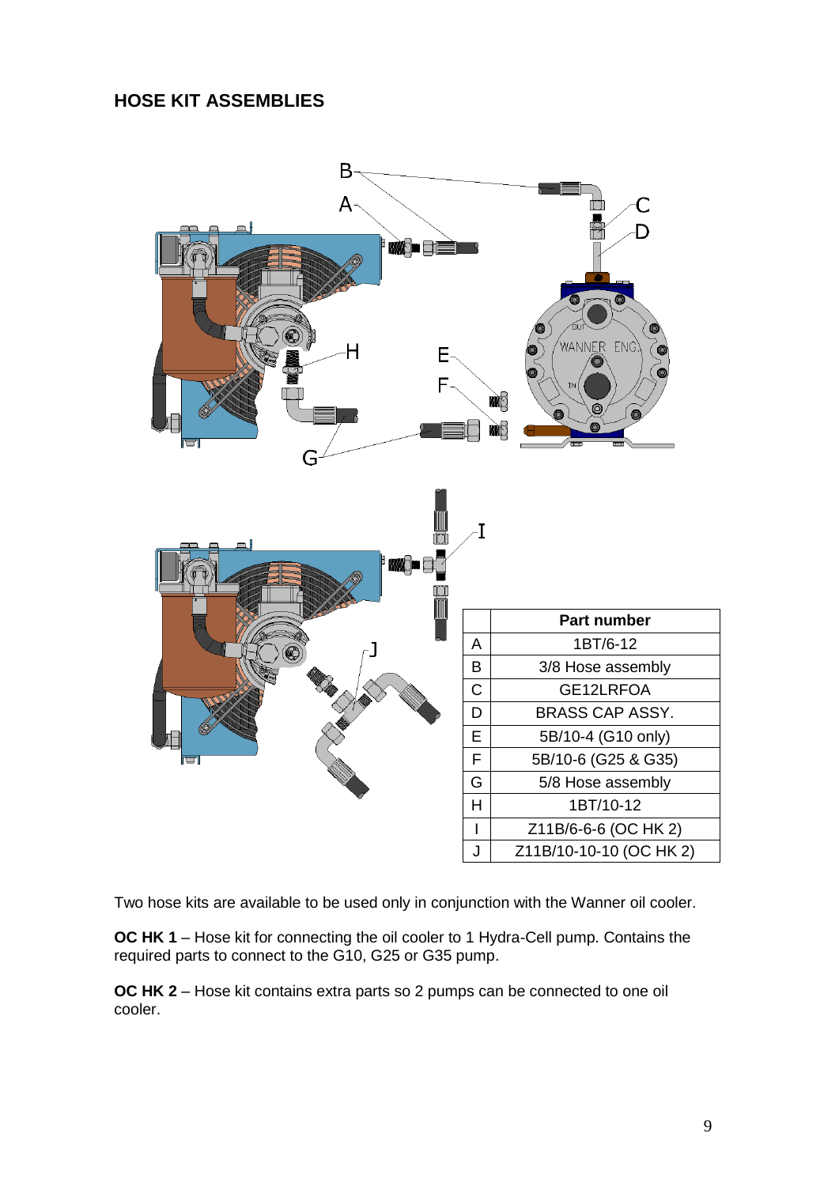## HOSE KIT ASSEMBLIES

| | Part number |
|---|---|
| A | 1BT/6-12 |
| B | 3/8 Hose assembly |
| C | GE12LRFOA |
| D | BRASS CAP ASSY. |
| E | 5B/10-4 (G10 only) |
| F | 5B/10-6 (G25 & G35) |
| G | 5/8 Hose assembly |
| H | 1BT/10-12 |
| I | Z11B/6-6-6 (OC HK 2) |
| J | Z11B/10-10-10 (OC HK 2) |

Two hose kits are available to be used only in conjunction with the Wanner oil cooler.

**OC HK 1** – Hose kit for connecting the oil cooler to 1 Hydra-Cell pump. Contains the required parts to connect to the G10, G25 or G35 pump.

**OC HK 2** – Hose kit contains extra parts so 2 pumps can be connected to one oil cooler.